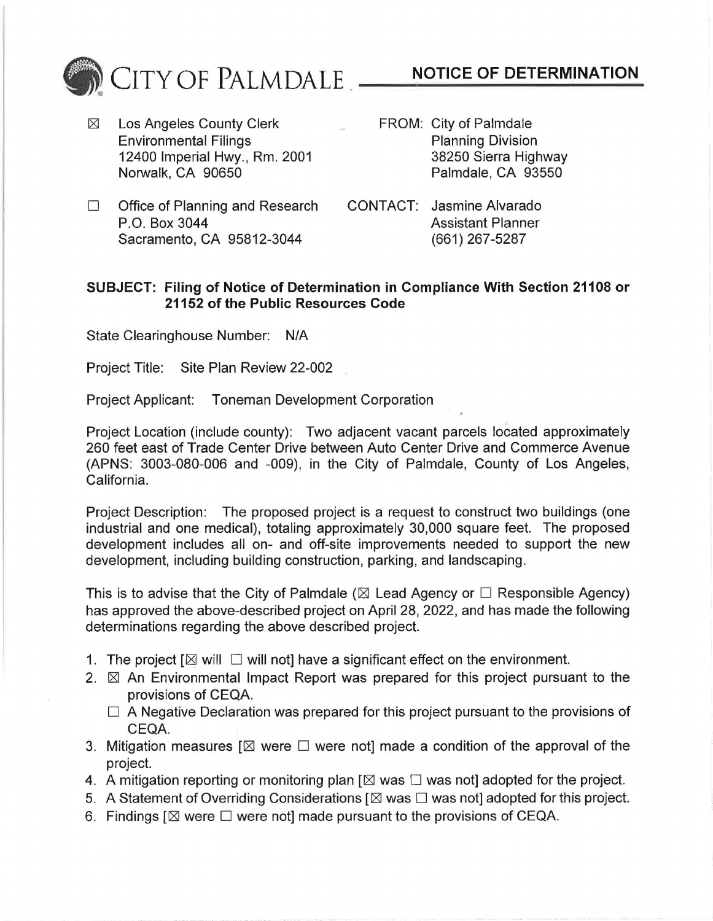# CITY OF PALMDALE — NOTICE OF DEFERMINATION

☒ Los Angeles County Clerk
Environmental Filings
12400 Imperial Hwy., Rm. 2001
Norwalk, CA 90650

FROM: City of Palmdale
Planning Division
38250 Sierra Highway
Palmdale, CA 93550

☐ Office of Planning and Research
P.O. Box 3044
Sacramento, CA 95812-3044

CONTACT: Jasmine Alvarado
Assistant Planner
(661) 267-5287

**SUBJECT: Filing of Notice of Determination in Compliance With Section 21108 or 21152 of the Public Resources Code**

State Clearinghouse Number: N/A

Project Title: Site Plan Review 22-002

Project Applicant: Toneman Development Corporation

Project Location (include county): Two adjacent vacant parcels located approximately 260 feet east of Trade Center Drive between Auto Center Drive and Commerce Avenue (APNS: 3003-080-006 and -009), in the City of Palmdale, County of Los Angeles, California.

Project Description: The proposed project is a request to construct two buildings (one industrial and one medical), totaling approximately 30,000 square feet. The proposed development includes all on- and off-site improvements needed to support the new development, including building construction, parking, and landscaping.

This is to advise that the City of Palmdale (☒ Lead Agency or ☐ Responsible Agency) has approved the above-described project on April 28, 2022, and has made the following determinations regarding the above described project.

1. The project [☒ will ☐ will not] have a significant effect on the environment.
2. ☒ An Environmental Impact Report was prepared for this project pursuant to the provisions of CEQA.
   ☐ A Negative Declaration was prepared for this project pursuant to the provisions of CEQA.
3. Mitigation measures [☒ were ☐ were not] made a condition of the approval of the project.
4. A mitigation reporting or monitoring plan [☒ was ☐ was not] adopted for the project.
5. A Statement of Overriding Considerations [☒ was ☐ was not] adopted for this project.
6. Findings [☒ were ☐ were not] made pursuant to the provisions of CEQA.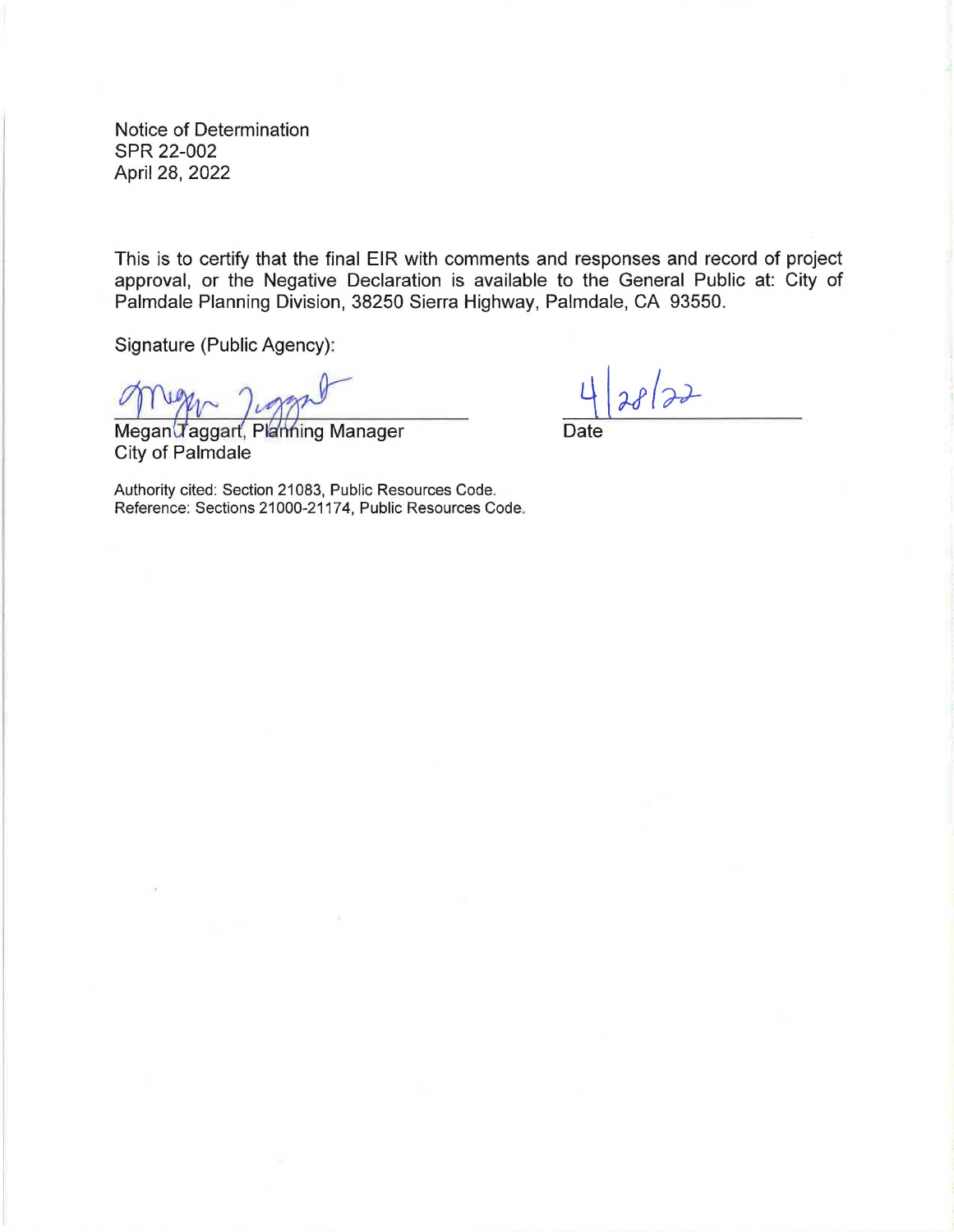Notice of Determination
SPR 22-002
April 28, 2022

This is to certify that the final EIR with comments and responses and record of project approval, or the Negative Declaration is available to the General Public at: City of Palmdale Planning Division, 38250 Sierra Highway, Palmdale, CA 93550.

Signature (Public Agency):

Megan Taggart, Planning Manager
City of Palmdale

4/28/22
Date

Authority cited: Section 21083, Public Resources Code.
Reference: Sections 21000-21174, Public Resources Code.